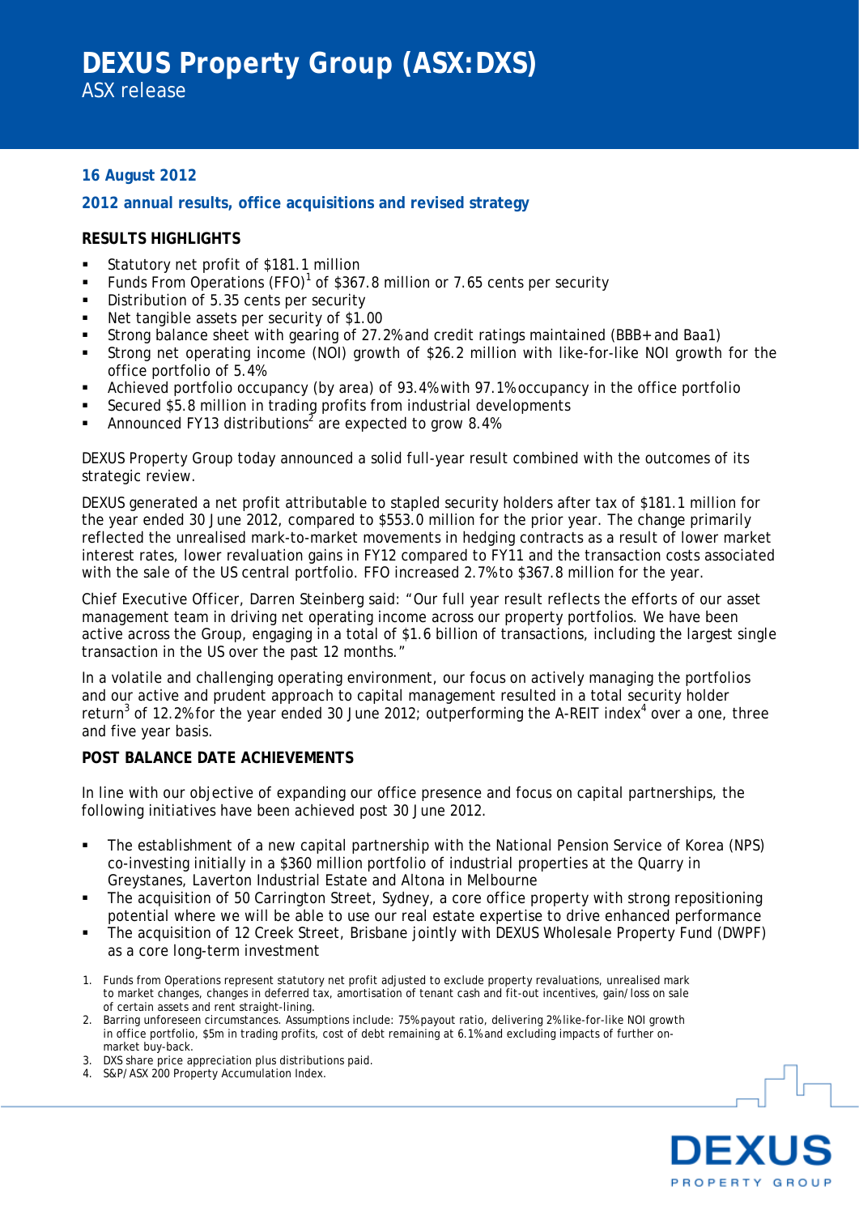# DEXUS Property Group (ASX:DXS)

ASX release

**16 August 2012**

## 2012 annual results, office acquisitions and revised strategy

### RESULTS HIGHLIGHTS

- Statutory net profit of $181.1 million
- Funds From Operations (FFO)[1] of $367.8 million or 7.65 cents per security
- Distribution of 5.35 cents per security
- Net tangible assets per security of $1.00
- Strong balance sheet with gearing of 27.2% and credit ratings maintained (BBB+ and Baa1)
- Strong net operating income (NOI) growth of $26.2 million with like-for-like NOI growth for the office portfolio of 5.4%
- Achieved portfolio occupancy (by area) of 93.4% with 97.1% occupancy in the office portfolio
- Secured $5.8 million in trading profits from industrial developments
- Announced FY13 distributions[2] are expected to grow 8.4%

DEXUS Property Group today announced a solid full-year result combined with the outcomes of its strategic review.

DEXUS generated a net profit attributable to stapled security holders after tax of $181.1 million for the year ended 30 June 2012, compared to $553.0 million for the prior year. The change primarily reflected the unrealised mark-to-market movements in hedging contracts as a result of lower market interest rates, lower revaluation gains in FY12 compared to FY11 and the transaction costs associated with the sale of the US central portfolio. FFO increased 2.7% to $367.8 million for the year.

Chief Executive Officer, Darren Steinberg said: "Our full year result reflects the efforts of our asset management team in driving net operating income across our property portfolios. We have been active across the Group, engaging in a total of $1.6 billion of transactions, including the largest single transaction in the US over the past 12 months."

In a volatile and challenging operating environment, our focus on actively managing the portfolios and our active and prudent approach to capital management resulted in a total security holder return[3] of 12.2% for the year ended 30 June 2012; outperforming the A-REIT index[4] over a one, three and five year basis.

### POST BALANCE DATE ACHIEVEMENTS

In line with our objective of expanding our office presence and focus on capital partnerships, the following initiatives have been achieved post 30 June 2012.

- The establishment of a new capital partnership with the National Pension Service of Korea (NPS) co-investing initially in a $360 million portfolio of industrial properties at the Quarry in Greystanes, Laverton Industrial Estate and Altona in Melbourne
- The acquisition of 50 Carrington Street, Sydney, a core office property with strong repositioning potential where we will be able to use our real estate expertise to drive enhanced performance
- The acquisition of 12 Creek Street, Brisbane jointly with DEXUS Wholesale Property Fund (DWPF) as a core long-term investment

1. Funds from Operations represent statutory net profit adjusted to exclude property revaluations, unrealised mark to market changes, changes in deferred tax, amortisation of tenant cash and fit-out incentives, gain/loss on sale of certain assets and rent straight-lining.
2. Barring unforeseen circumstances. Assumptions include: 75% payout ratio, delivering 2% like-for-like NOI growth in office portfolio, $5m in trading profits, cost of debt remaining at 6.1% and excluding impacts of further on-market buy-back.
3. DXS share price appreciation plus distributions paid.
4. S&P/ASX 200 Property Accumulation Index.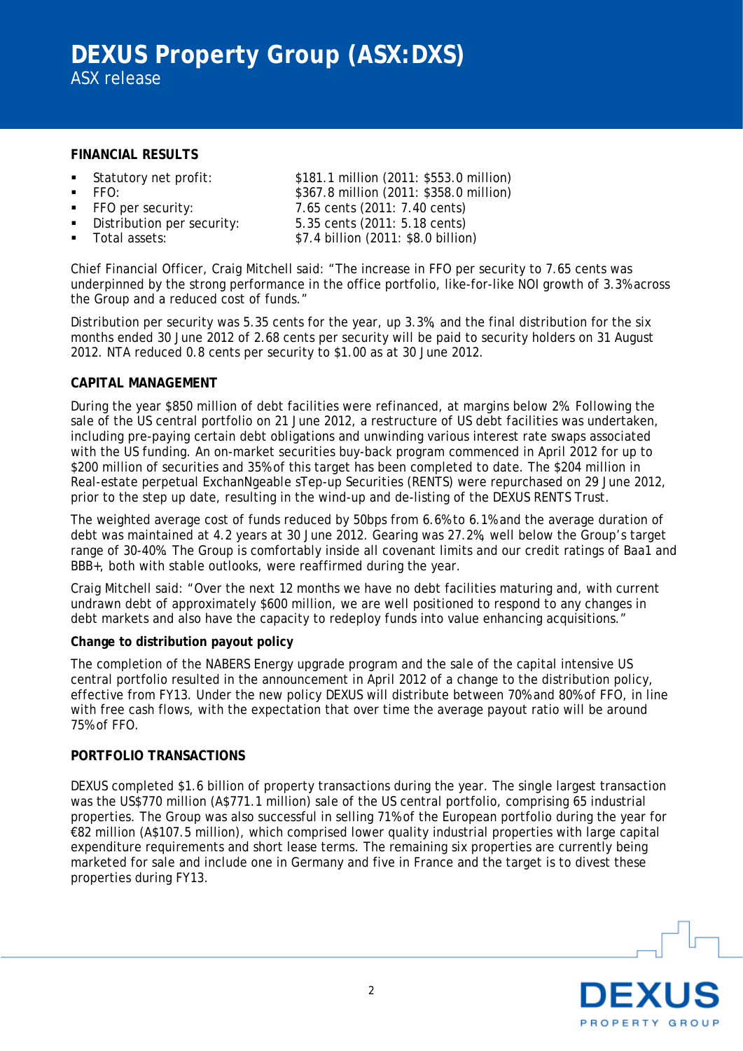**FINANCIAL RESULTS**

- Statistical net profit: $181.1 million (2011: $553.0 million)
- FFO: $367.8 million (2011: $358.0 million)
- FFO per security: 7.65 cents (2011: 7.40 cents)
- Distribution per security: 5.35 cents (2011: 5.18 cents)
- Total assets: $7.4 billion (2011: $8.0 billion)

Chief Financial Officer, Craig Mitchell said: "The increase in FFO per security to 7.65 cents was underpinned by the strong performance in the office portfolio, like-for-like NOI growth of 3.3% across the Group and a reduced cost of funds."

Distribution per security was 5.35 cents for the year, up 3.3%, and the final distribution for the six months ended 30 June 2012 of 2.68 cents per security will be paid to security holders on 31 August 2012. NTA reduced 0.8 cents per security to $1.00 as at 30 June 2012.

**CAPITAL MANAGEMENT**

During the year $850 million of debt facilities were refinanced, at margins below 2%. Following the sale of the US central portfolio on 21 June 2012, a restructure of US debt facilities was undertaken, including pre-paying certain debt obligations and unwinding various interest rate swaps associated with the US funding. An on-market securities buy-back program commenced in April 2012 for up to $200 million of securities and 35% of this target has been completed to date. The $204 million in Real-estate perpetual ExchanNgeable sTep-up Securities (RENTS) were repurchased on 29 June 2012, prior to the step up date, resulting in the wind-up and de-listing of the DEXUS RENTS Trust.

The weighted average cost of funds reduced by 50bps from 6.6% to 6.1% and the average duration of debt was maintained at 4.2 years at 30 June 2012. Gearing was 27.2%, well below the Group's target range of 30-40%. The Group is comfortably inside all covenant limits and our credit ratings of Baa1 and BBB+, both with stable outlooks, were reaffirmed during the year.

Craig Mitchell said: "Over the next 12 months we have no debt facilities maturing and, with current undrawn debt of approximately $600 million, we are well positioned to respond to any changes in debt markets and also have the capacity to redeploy funds into value enhancing acquisitions."

**Change to distribution payout policy**

The completion of the NABERS Energy upgrade program and the sale of the capital intensive US central portfolio resulted in the announcement in April 2012 of a change to the distribution policy, effective from FY13. Under the new policy DEXUS will distribute between 70% and 80% of FFO, in line with free cash flows, with the expectation that over time the average payout ratio will be around 75% of FFO.

**PORTFOLIO TRANSACTIONS**

DEXUS completed $1.6 billion of property transactions during the year. The single largest transaction was the US$770 million (A$771.1 million) sale of the US central portfolio, comprising 65 industrial properties. The Group was also successful in selling 71% of the European portfolio during the year for €82 million (A$107.5 million), which comprised lower quality industrial properties with large capital expenditure requirements and short lease terms. The remaining six properties are currently being marketed for sale and include one in Germany and five in France and the target is to divest these properties during FY13.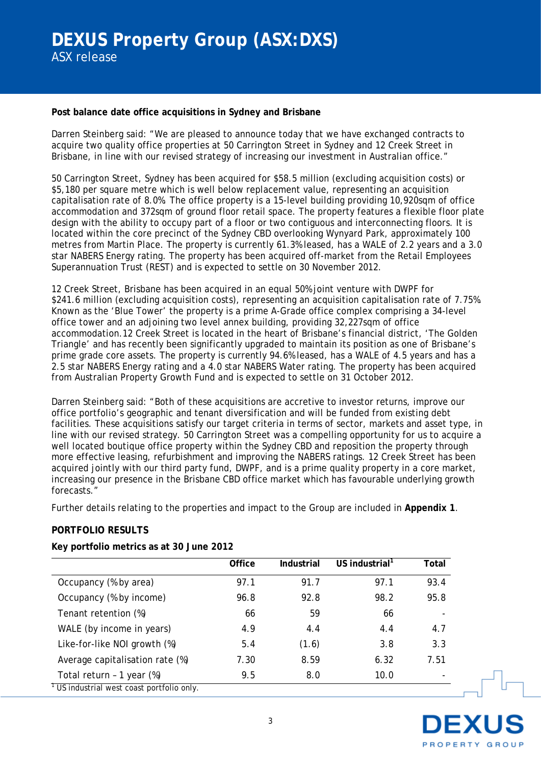**Post balance date office acquisitions in Sydney and Brisbane**

Darren Steinberg said: "We are pleased to announce today that we have exchanged contracts to acquire two quality office properties at 50 Carrington Street in Sydney and 12 Creek Street in Brisbane, in line with our revised strategy of increasing our investment in Australian office."

50 Carrington Street, Sydney has been acquired for $58.5 million (excluding acquisition costs) or $5,180 per square metre which is well below replacement value, representing an acquisition capitalisation rate of 8.0%. The office property is a 15-level building providing 10,920sqm of office accommodation and 372sqm of ground floor retail space. The property features a flexible floor plate design with the ability to occupy part of a floor or two contiguous and interconnecting floors. It is located within the core precinct of the Sydney CBD overlooking Wynyard Park, approximately 100 metres from Martin Place. The property is currently 61.3% leased, has a WALE of 2.2 years and a 3.0 star NABERS Energy rating. The property has been acquired off-market from the Retail Employees Superannuation Trust (REST) and is expected to settle on 30 November 2012.

12 Creek Street, Brisbane has been acquired in an equal 50% joint venture with DWPF for $241.6 million (excluding acquisition costs), representing an acquisition capitalisation rate of 7.75%. Known as the 'Blue Tower' the property is a prime A-Grade office complex comprising a 34-level office tower and an adjoining two level annex building, providing 32,227sqm of office accommodation. 12 Creek Street is located in the heart of Brisbane's financial district, 'The Golden Triangle' and has recently been significantly upgraded to maintain its position as one of Brisbane's prime grade core assets. The property is currently 94.6% leased, has a WALE of 4.5 years and has a 2.5 star NABERS Energy rating and a 4.0 star NABERS Water rating. The property has been acquired from Australian Property Growth Fund and is expected to settle on 31 October 2012.

Darren Steinberg said: "Both of these acquisitions are accretive to investor returns, improve our office portfolio's geographic and tenant diversification and will be funded from existing debt facilities. These acquisitions satisfy our target criteria in terms of sector, markets and asset type, in line with our revised strategy. 50 Carrington Street was a compelling opportunity for us to acquire a well located boutique office property within the Sydney CBD and reposition the property through more effective leasing, refurbishment and improving the NABERS ratings. 12 Creek Street has been acquired jointly with our third party fund, DWPF, and is a prime quality property in a core market, increasing our presence in the Brisbane CBD office market which has favourable underlying growth forecasts."

Further details relating to the properties and impact to the Group are included in **Appendix 1**.

## PORTFOLIO RESULTS

**Key portfolio metrics as at 30 June 2012**

| | Office | Industrial | US industrial[1] | Total |
|---|---|---|---|---|
| Occupancy (% by area) | 97.1 | 91.7 | 97.1 | 93.4 |
| Occupancy (% by income) | 96.8 | 92.8 | 98.2 | 95.8 |
| Tenant retention (%) | 66 | 59 | 66 | - |
| WALE (by income in years) | 4.9 | 4.4 | 4.4 | 4.7 |
| Like-for-like NOI growth (%) | 5.4 | (1.6) | 3.8 | 3.3 |
| Average capitalisation rate (%) | 7.30 | 8.59 | 6.32 | 7.51 |
| Total return – 1 year (%) | 9.5 | 8.0 | 10.0 | - |

[1] US industrial west coast portfolio only.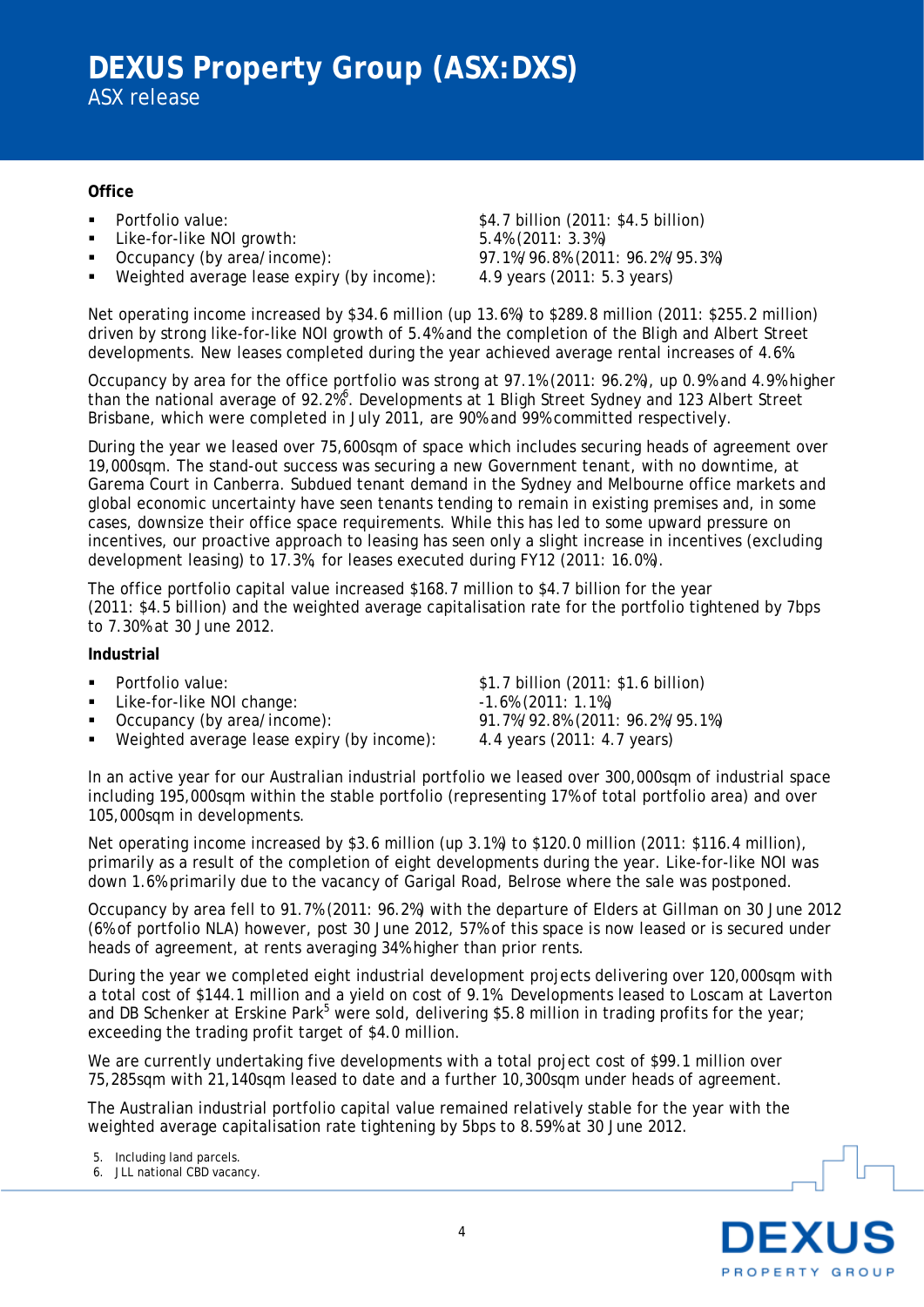### Office

- Portfolio value: $4.7 billion (2011: $4.5 billion)
- Like-for-like NOI growth: 5.4% (2011: 3.3%)
- Occupancy (by area/income): 97.1%/96.8% (2011: 96.2%/95.3%)
- Weighted average lease expiry (by income): 4.9 years (2011: 5.3 years)

Net operating income increased by $34.6 million (up 13.6%) to $289.8 million (2011: $255.2 million) driven by strong like-for-like NOI growth of 5.4% and the completion of the Bligh and Albert Street developments. New leases completed during the year achieved average rental increases of 4.6%.

Occupancy by area for the office portfolio was strong at 97.1% (2011: 96.2%), up 0.9% and 4.9% higher than the national average of 92.2%[6]. Developments at 1 Bligh Street Sydney and 123 Albert Street Brisbane, which were completed in July 2011, are 90% and 99% committed respectively.

During the year we leased over 75,600sqm of space which includes securing heads of agreement over 19,000sqm. The stand-out success was securing a new Government tenant, with no downtime, at Garema Court in Canberra. Subdued tenant demand in the Sydney and Melbourne office markets and global economic uncertainty have seen tenants tending to remain in existing premises and, in some cases, downsize their office space requirements. While this has led to some upward pressure on incentives, our proactive approach to leasing has seen only a slight increase in incentives (excluding development leasing) to 17.3%, for leases executed during FY12 (2011: 16.0%).

The office portfolio capital value increased $168.7 million to $4.7 billion for the year (2011: $4.5 billion) and the weighted average capitalisation rate for the portfolio tightened by 7bps to 7.30% at 30 June 2012.

### Industrial

- Portfolio value: $1.7 billion (2011: $1.6 billion)
- Like-for-like NOI change: -1.6% (2011: 1.1%)
- Occupancy (by area/income): 91.7%/92.8% (2011: 96.2%/95.1%)
- Weighted average lease expiry (by income): 4.4 years (2011: 4.7 years)

In an active year for our Australian industrial portfolio we leased over 300,000sqm of industrial space including 195,000sqm within the stable portfolio (representing 17% of total portfolio area) and over 105,000sqm in developments.

Net operating income increased by $3.6 million (up 3.1%) to $120.0 million (2011: $116.4 million), primarily as a result of the completion of eight developments during the year. Like-for-like NOI was down 1.6% primarily due to the vacancy of Garigal Road, Belrose where the sale was postponed.

Occupancy by area fell to 91.7% (2011: 96.2%) with the departure of Elders at Gillman on 30 June 2012 (6% of portfolio NLA) however, post 30 June 2012, 57% of this space is now leased or is secured under heads of agreement, at rents averaging 34% higher than prior rents.

During the year we completed eight industrial development projects delivering over 120,000sqm with a total cost of $144.1 million and a yield on cost of 9.1%. Developments leased to Loscam at Laverton and DB Schenker at Erskine Park[5] were sold, delivering $5.8 million in trading profits for the year; exceeding the trading profit target of $4.0 million.

We are currently undertaking five developments with a total project cost of $99.1 million over 75,285sqm with 21,140sqm leased to date and a further 10,300sqm under heads of agreement.

The Australian industrial portfolio capital value remained relatively stable for the year with the weighted average capitalisation rate tightening by 5bps to 8.59% at 30 June 2012.

5. Including land parcels.
6. JLL national CBD vacancy.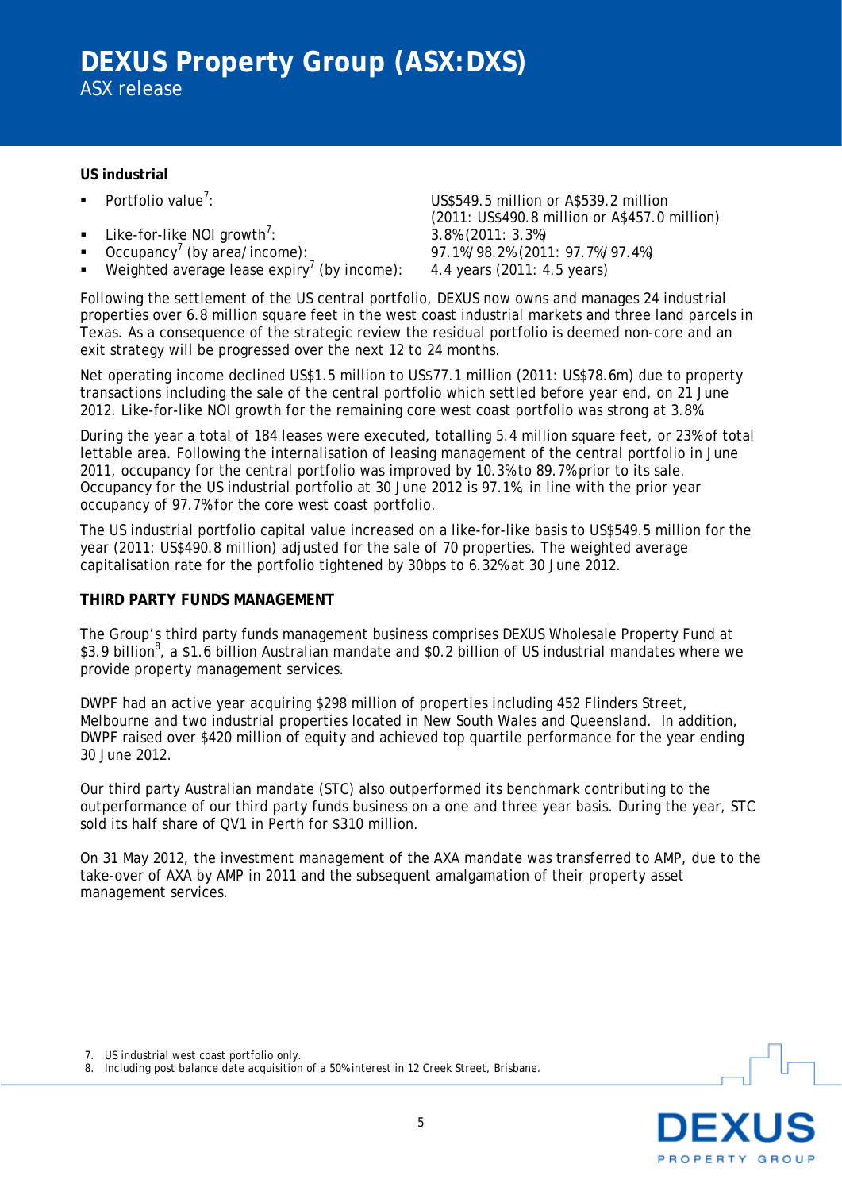**US industrial**

- Portfolio value[7]: US$549.5 million or A$539.2 million (2011: US$490.8 million or A$457.0 million)
- Like-for-like NOI growth[7]: 3.8% (2011: 3.3%)
- Occupancy[7] (by area/income): 97.1%/98.2% (2011: 97.7%/97.4%)
- Weighted average lease expiry[7] (by income): 4.4 years (2011: 4.5 years)

Following the settlement of the US central portfolio, DEXUS now owns and manages 24 industrial properties over 6.8 million square feet in the west coast industrial markets and three land parcels in Texas. As a consequence of the strategic review the residual portfolio is deemed non-core and an exit strategy will be progressed over the next 12 to 24 months.

Net operating income declined US$1.5 million to US$77.1 million (2011: US$78.6m) due to property transactions including the sale of the central portfolio which settled before year end, on 21 June 2012. Like-for-like NOI growth for the remaining core west coast portfolio was strong at 3.8%.

During the year a total of 184 leases were executed, totalling 5.4 million square feet, or 23% of total lettable area. Following the internalisation of leasing management of the central portfolio in June 2011, occupancy for the central portfolio was improved by 10.3% to 89.7% prior to its sale. Occupancy for the US industrial portfolio at 30 June 2012 is 97.1%, in line with the prior year occupancy of 97.7% for the core west coast portfolio.

The US industrial portfolio capital value increased on a like-for-like basis to US$549.5 million for the year (2011: US$490.8 million) adjusted for the sale of 70 properties. The weighted average capitalisation rate for the portfolio tightened by 30bps to 6.32% at 30 June 2012.

**THIRD PARTY FUNDS MANAGEMENT**

The Group's third party funds management business comprises DEXUS Wholesale Property Fund at $3.9 billion[8], a $1.6 billion Australian mandate and $0.2 billion of US industrial mandates where we provide property management services.

DWPF had an active year acquiring $298 million of properties including 452 Flinders Street, Melbourne and two industrial properties located in New South Wales and Queensland. In addition, DWPF raised over $420 million of equity and achieved top quartile performance for the year ending 30 June 2012.

Our third party Australian mandate (STC) also outperformed its benchmark contributing to the outperformance of our third party funds business on a one and three year basis. During the year, STC sold its half share of QV1 in Perth for $310 million.

On 31 May 2012, the investment management of the AXA mandate was transferred to AMP, due to the take-over of AXA by AMP in 2011 and the subsequent amalgamation of their property asset management services.

7. US industrial west coast portfolio only.
8. Including post balance date acquisition of a 50% interest in 12 Creek Street, Brisbane.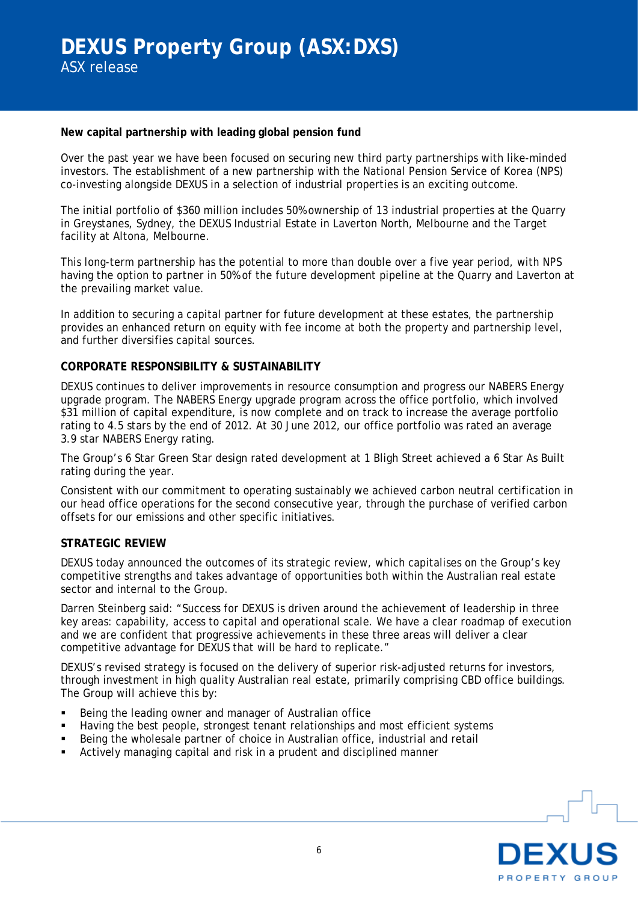**New capital partnership with leading global pension fund**

Over the past year we have been focused on securing new third party partnerships with like-minded investors. The establishment of a new partnership with the National Pension Service of Korea (NPS) co-investing alongside DEXUS in a selection of industrial properties is an exciting outcome.

The initial portfolio of $360 million includes 50% ownership of 13 industrial properties at the Quarry in Greystanes, Sydney, the DEXUS Industrial Estate in Laverton North, Melbourne and the Target facility at Altona, Melbourne.

This long-term partnership has the potential to more than double over a five year period, with NPS having the option to partner in 50% of the future development pipeline at the Quarry and Laverton at the prevailing market value.

In addition to securing a capital partner for future development at these estates, the partnership provides an enhanced return on equity with fee income at both the property and partnership level, and further diversifies capital sources.

## CORPORATE RESPONSIBILITY & SUSTAINABILITY

DEXUS continues to deliver improvements in resource consumption and progress our NABERS Energy upgrade program. The NABERS Energy upgrade program across the office portfolio, which involved $31 million of capital expenditure, is now complete and on track to increase the average portfolio rating to 4.5 stars by the end of 2012. At 30 June 2012, our office portfolio was rated an average 3.9 star NABERS Energy rating.

The Group's 6 Star Green Star design rated development at 1 Bligh Street achieved a 6 Star As Built rating during the year.

Consistent with our commitment to operating sustainably we achieved carbon neutral certification in our head office operations for the second consecutive year, through the purchase of verified carbon offsets for our emissions and other specific initiatives.

## STRATEGIC REVIEW

DEXUS today announced the outcomes of its strategic review, which capitalises on the Group's key competitive strengths and takes advantage of opportunities both within the Australian real estate sector and internal to the Group.

Darren Steinberg said: "Success for DEXUS is driven around the achievement of leadership in three key areas: capability, access to capital and operational scale. We have a clear roadmap of execution and we are confident that progressive achievements in these three areas will deliver a clear competitive advantage for DEXUS that will be hard to replicate."

DEXUS's revised strategy is focused on the delivery of superior risk-adjusted returns for investors, through investment in high quality Australian real estate, primarily comprising CBD office buildings. The Group will achieve this by:

- Being the leading owner and manager of Australian office
- Having the best people, strongest tenant relationships and most efficient systems
- Being the wholesale partner of choice in Australian office, industrial and retail
- Actively managing capital and risk in a prudent and disciplined manner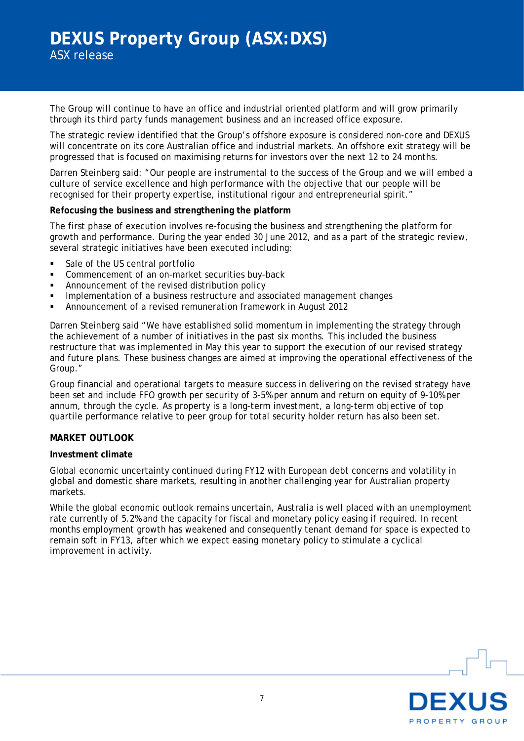The Group will continue to have an office and industrial oriented platform and will grow primarily through its third party funds management business and an increased office exposure.

The strategic review identified that the Group's offshore exposure is considered non-core and DEXUS will concentrate on its core Australian office and industrial markets. An offshore exit strategy will be progressed that is focused on maximising returns for investors over the next 12 to 24 months.

Darren Steinberg said: "Our people are instrumental to the success of the Group and we will embed a culture of service excellence and high performance with the objective that our people will be recognised for their property expertise, institutional rigour and entrepreneurial spirit."

**Refocusing the business and strengthening the platform**

The first phase of execution involves re-focusing the business and strengthening the platform for growth and performance. During the year ended 30 June 2012, and as a part of the strategic review, several strategic initiatives have been executed including:

- Sale of the US central portfolio
- Commencement of an on-market securities buy-back
- Announcement of the revised distribution policy
- Implementation of a business restructure and associated management changes
- Announcement of a revised remuneration framework in August 2012

Darren Steinberg said "We have established solid momentum in implementing the strategy through the achievement of a number of initiatives in the past six months. This included the business restructure that was implemented in May this year to support the execution of our revised strategy and future plans. These business changes are aimed at improving the operational effectiveness of the Group."

Group financial and operational targets to measure success in delivering on the revised strategy have been set and include FFO growth per security of 3-5% per annum and return on equity of 9-10% per annum, through the cycle. As property is a long-term investment, a long-term objective of top quartile performance relative to peer group for total security holder return has also been set.

## MARKET OUTLOOK

**Investment climate**

Global economic uncertainty continued during FY12 with European debt concerns and volatility in global and domestic share markets, resulting in another challenging year for Australian property markets.

While the global economic outlook remains uncertain, Australia is well placed with an unemployment rate currently of 5.2% and the capacity for fiscal and monetary policy easing if required. In recent months employment growth has weakened and consequently tenant demand for space is expected to remain soft in FY13, after which we expect easing monetary policy to stimulate a cyclical improvement in activity.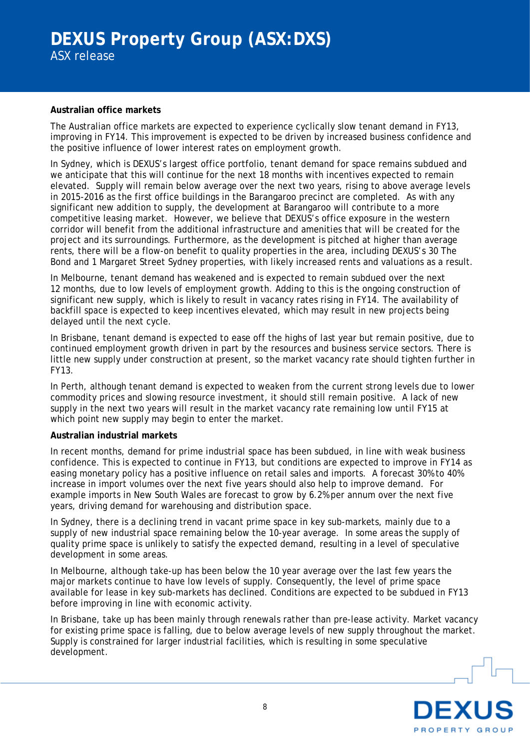**Australian office markets**

The Australian office markets are expected to experience cyclically slow tenant demand in FY13, improving in FY14. This improvement is expected to be driven by increased business confidence and the positive influence of lower interest rates on employment growth.

In Sydney, which is DEXUS's largest office portfolio, tenant demand for space remains subdued and we anticipate that this will continue for the next 18 months with incentives expected to remain elevated. Supply will remain below average over the next two years, rising to above average levels in 2015-2016 as the first office buildings in the Barangaroo precinct are completed. As with any significant new addition to supply, the development at Barangaroo will contribute to a more competitive leasing market. However, we believe that DEXUS's office exposure in the western corridor will benefit from the additional infrastructure and amenities that will be created for the project and its surroundings. Furthermore, as the development is pitched at higher than average rents, there will be a flow-on benefit to quality properties in the area, including DEXUS's 30 The Bond and 1 Margaret Street Sydney properties, with likely increased rents and valuations as a result.

In Melbourne, tenant demand has weakened and is expected to remain subdued over the next 12 months, due to low levels of employment growth. Adding to this is the ongoing construction of significant new supply, which is likely to result in vacancy rates rising in FY14. The availability of backfill space is expected to keep incentives elevated, which may result in new projects being delayed until the next cycle.

In Brisbane, tenant demand is expected to ease off the highs of last year but remain positive, due to continued employment growth driven in part by the resources and business service sectors. There is little new supply under construction at present, so the market vacancy rate should tighten further in FY13.

In Perth, although tenant demand is expected to weaken from the current strong levels due to lower commodity prices and slowing resource investment, it should still remain positive. A lack of new supply in the next two years will result in the market vacancy rate remaining low until FY15 at which point new supply may begin to enter the market.

**Australian industrial markets**

In recent months, demand for prime industrial space has been subdued, in line with weak business confidence. This is expected to continue in FY13, but conditions are expected to improve in FY14 as easing monetary policy has a positive influence on retail sales and imports. A forecast 30% to 40% increase in import volumes over the next five years should also help to improve demand. For example imports in New South Wales are forecast to grow by 6.2% per annum over the next five years, driving demand for warehousing and distribution space.

In Sydney, there is a declining trend in vacant prime space in key sub-markets, mainly due to a supply of new industrial space remaining below the 10-year average. In some areas the supply of quality prime space is unlikely to satisfy the expected demand, resulting in a level of speculative development in some areas.

In Melbourne, although take-up has been below the 10 year average over the last few years the major markets continue to have low levels of supply. Consequently, the level of prime space available for lease in key sub-markets has declined. Conditions are expected to be subdued in FY13 before improving in line with economic activity.

In Brisbane, take up has been mainly through renewals rather than pre-lease activity. Market vacancy for existing prime space is falling, due to below average levels of new supply throughout the market. Supply is constrained for larger industrial facilities, which is resulting in some speculative development.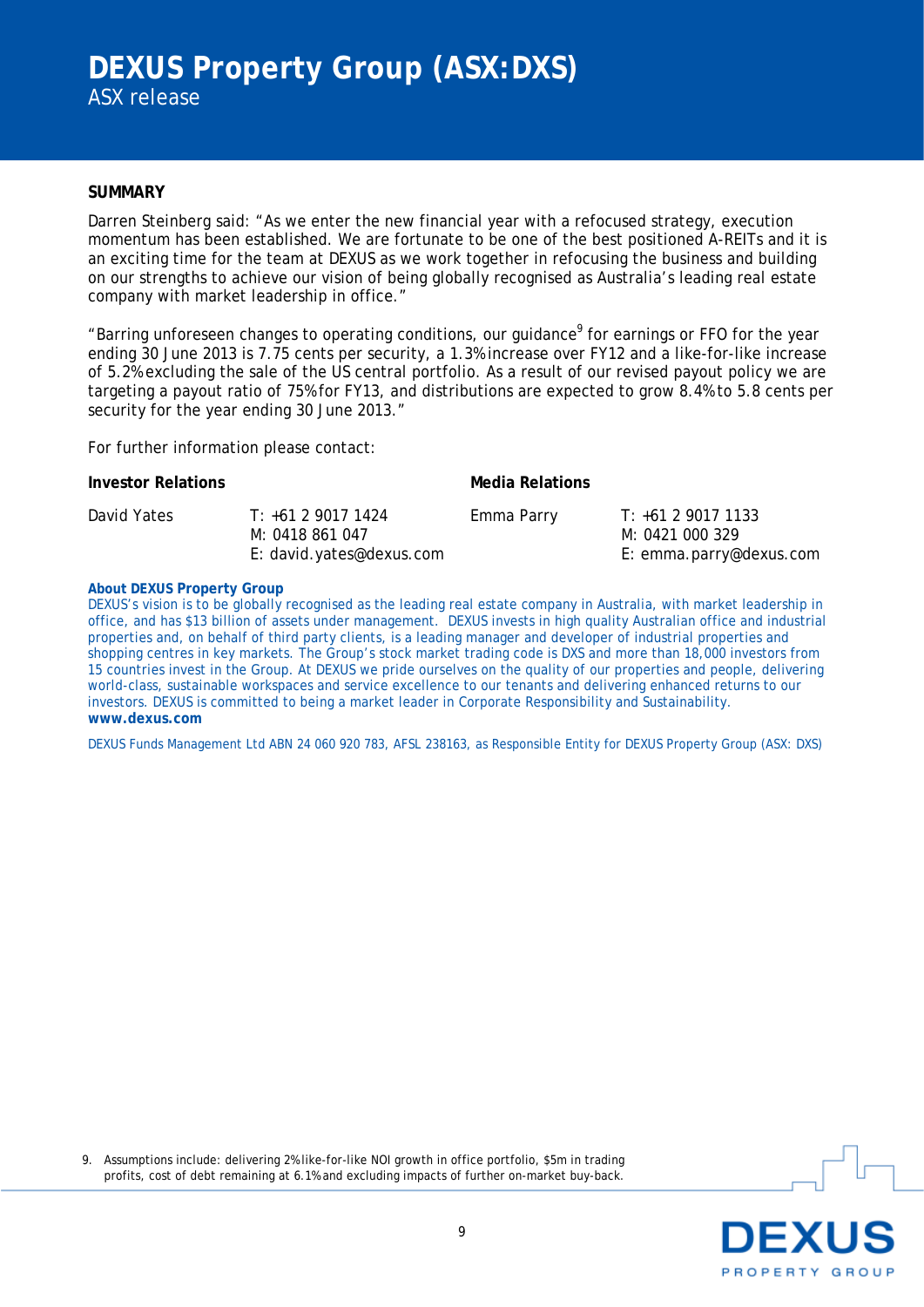### SUMMARY

Darren Steinberg said: "As we enter the new financial year with a refocused strategy, execution momentum has been established. We are fortunate to be one of the best positioned A-REITs and it is an exciting time for the team at DEXUS as we work together in refocusing the business and building on our strengths to achieve our vision of being globally recognised as Australia's leading real estate company with market leadership in office."

"Barring unforeseen changes to operating conditions, our guidance[9] for earnings or FFO for the year ending 30 June 2013 is 7.75 cents per security, a 1.3% increase over FY12 and a like-for-like increase of 5.2% excluding the sale of the US central portfolio. As a result of our revised payout policy we are targeting a payout ratio of 75% for FY13, and distributions are expected to grow 8.4% to 5.8 cents per security for the year ending 30 June 2013."

For further information please contact:

| **Investor Relations** | | **Media Relations** | |
|---|---|---|---|
| David Yates | T: +61 2 9017 1424<br>M: 0418 861 047<br>E: david.yates@dexus.com | Emma Parry | T: +61 2 9017 1133<br>M: 0421 000 329<br>E: emma.parry@dexus.com |

**About DEXUS Property Group**
DEXUS's vision is to be globally recognised as the leading real estate company in Australia, with market leadership in office, and has $13 billion of assets under management. DEXUS invests in high quality Australian office and industrial properties and, on behalf of third party clients, is a leading manager and developer of industrial properties and shopping centres in key markets. The Group's stock market trading code is DXS and more than 18,000 investors from 15 countries invest in the Group. At DEXUS we pride ourselves on the quality of our properties and people, delivering world-class, sustainable workspaces and service excellence to our tenants and delivering enhanced returns to our investors. DEXUS is committed to being a market leader in Corporate Responsibility and Sustainability.
**www.dexus.com**

DEXUS Funds Management Ltd ABN 24 060 920 783, AFSL 238163, as Responsible Entity for DEXUS Property Group (ASX: DXS)

9. Assumptions include: delivering 2% like-for-like NOI growth in office portfolio, $5m in trading profits, cost of debt remaining at 6.1% and excluding impacts of further on-market buy-back.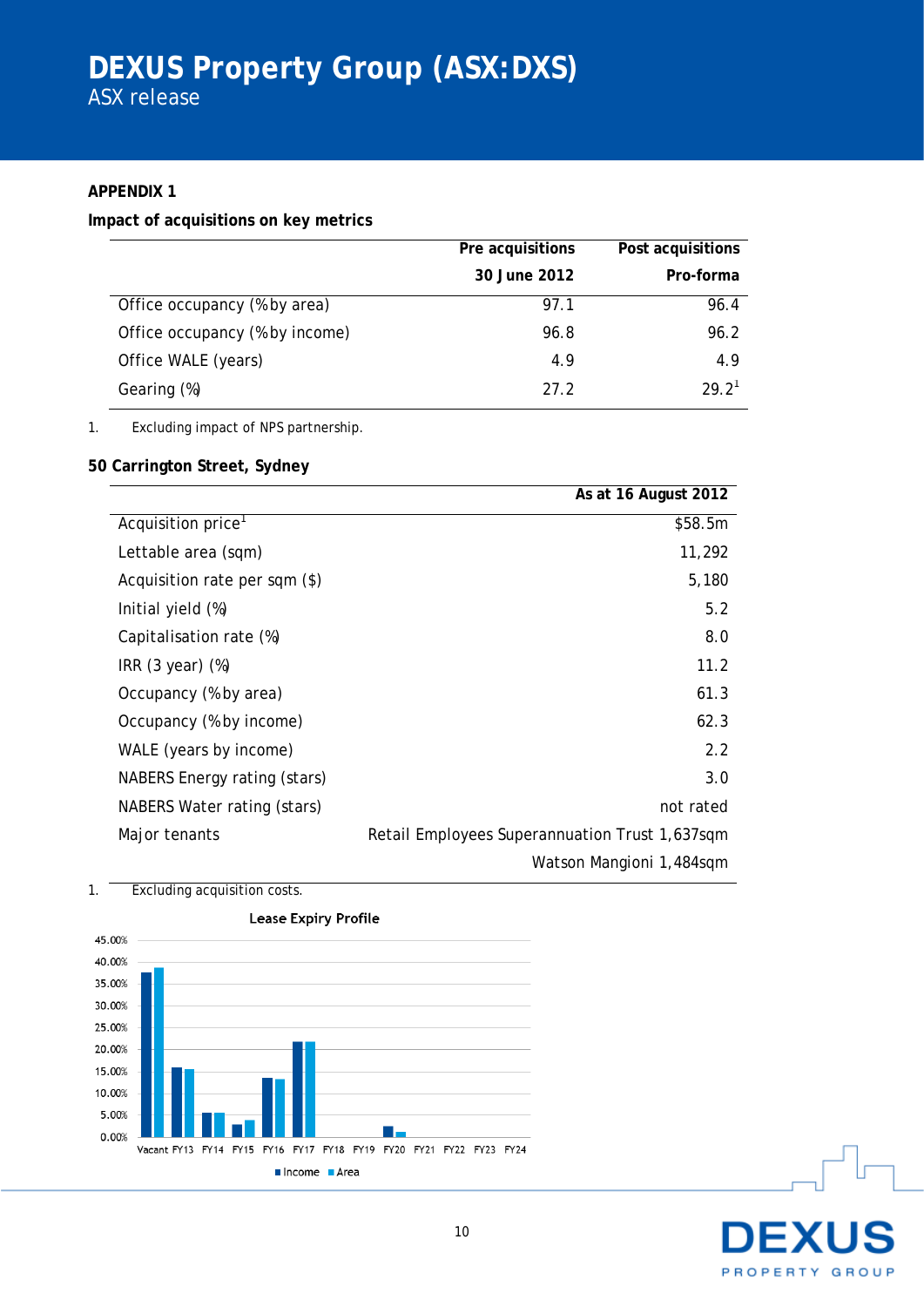# DEXUS Property Group (ASX:DXS)

ASX release

**APPENDIX 1**

**Impact of acquisitions on key metrics**

| | Pre acquisitions 30 June 2012 | Post acquisitions Pro-forma |
|---|---|---|
| Office occupancy (% by area) | 97.1 | 96.4 |
| Office occupancy (% by income) | 96.8 | 96.2 |
| Office WALE (years) | 4.9 | 4.9 |
| Gearing (%) | 27.2 | 29.2[1] |

1. Excluding impact of NPS partnership.

**50 Carrington Street, Sydney**

| | As at 16 August 2012 |
|---|---|
| Acquisition price[1] | $58.5m |
| Lettable area (sqm) | 11,292 |
| Acquisition rate per sqm ($) | 5,180 |
| Initial yield (%) | 5.2 |
| Capitalisation rate (%) | 8.0 |
| IRR (3 year) (%) | 11.2 |
| Occupancy (% by area) | 61.3 |
| Occupancy (% by income) | 62.3 |
| WALE (years by income) | 2.2 |
| NABERS Energy rating (stars) | 3.0 |
| NABERS Water rating (stars) | not rated |
| Major tenants | Retail Employees Superannuation Trust 1,637sqm |
| | Watson Mangioni 1,484sqm |

1. Excluding acquisition costs.

**Lease Expiry Profile**

Legend: Income, Area

Categories: Vacant, FY13, FY14, FY15, FY16, FY17, FY18, FY19, FY20, FY21, FY22, FY23, FY24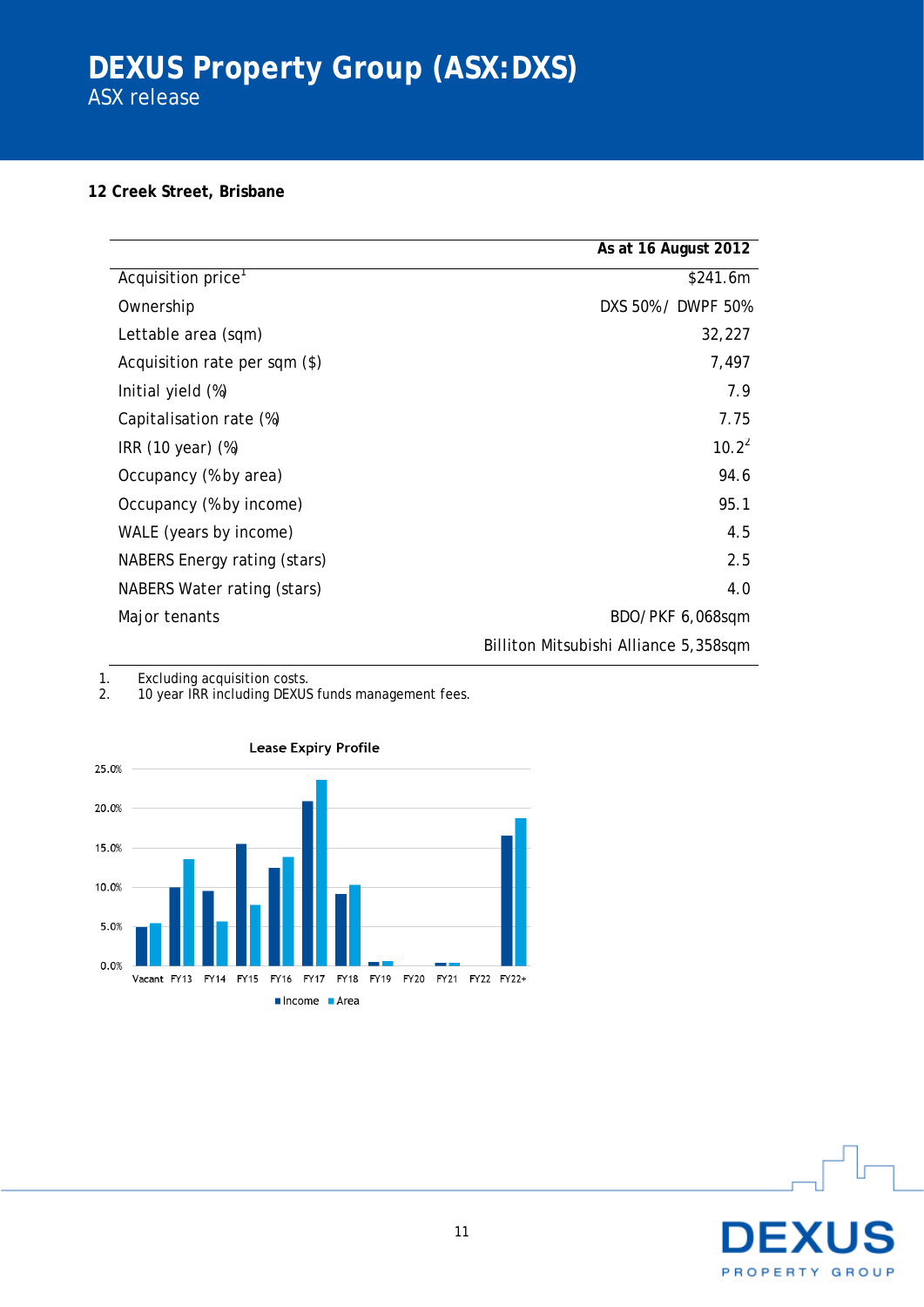# DEXUS Property Group (ASX:DXS)

ASX release

**12 Creek Street, Brisbane**

| | As at 16 August 2012 |
|---|---|
| Acquisition price[1] | $241.6m |
| Ownership | DXS 50%/ DWPF 50% |
| Lettable area (sqm) | 32,227 |
| Acquisition rate per sqm ($) | 7,497 |
| Initial yield (%) | 7.9 |
| Capitalisation rate (%) | 7.75 |
| IRR (10 year) (%) | 10.2[2] |
| Occupancy (% by area) | 94.6 |
| Occupancy (% by income) | 95.1 |
| WALE (years by income) | 4.5 |
| NABERS Energy rating (stars) | 2.5 |
| NABERS Water rating (stars) | 4.0 |
| Major tenants | BDO/PKF 6,068sqm |
| | Billiton Mitsubishi Alliance 5,358sqm |

1. Excluding acquisition costs.
2. 10 year IRR including DEXUS funds management fees.

Lease Expiry Profile

25.0%
20.0%
15.0%
10.0%
5.0%
0.0%

Vacant FY13 FY14 FY15 FY16 FY17 FY18 FY19 FY20 FY21 FY22 FY22+

Income Area